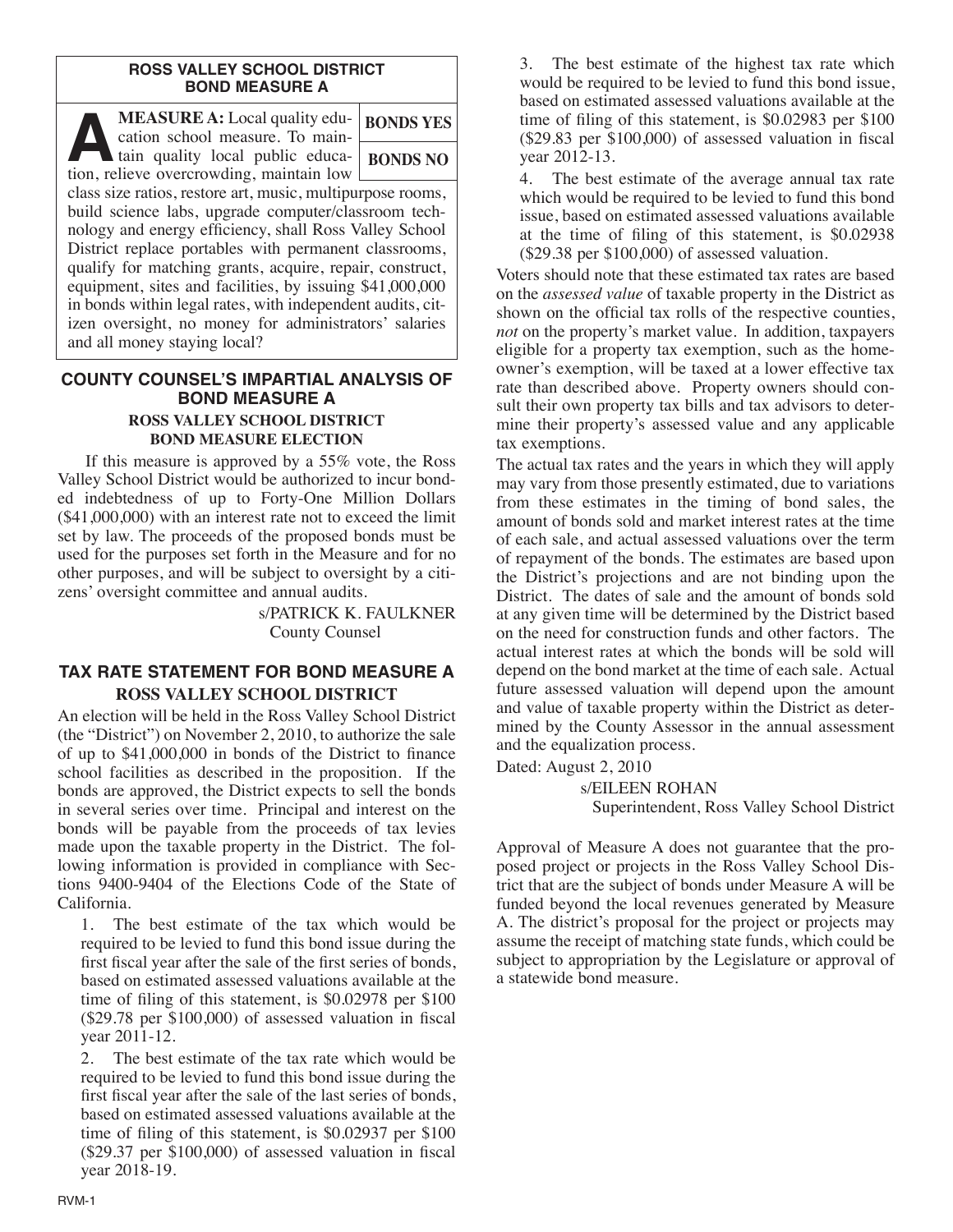## ROSS VALLEY SCHOOL DISTRICT BOND MEASURE A

**MEASURE A:** Local quality education school measure. To maintain quality local public education, relieve overcrowding, maintain low class size ratios, restore art, music, multipurpose rooms, build science labs, upgrade computer/classroom technology and energy efficiency, shall Ross Valley School District replace portables with permanent classrooms, qualify for matching grants, acquire, repair, construct, equipment, sites and facilities, by issuing $41,000,000 in bonds within legal rates, with independent audits, citizen oversight, no money for administrators' salaries and all money staying local?

| **BONDS YES** |
|---|
| **BONDS NO** |

## COUNTY COUNSEL'S IMPARTIAL ANALYSIS OF BOND MEASURE A

### ROSS VALLEY SCHOOL DISTRICT BOND MEASURE ELECTION

If this measure is approved by a 55% vote, the Ross Valley School District would be authorized to incur bonded indebtedness of up to Forty-One Million Dollars ($41,000,000) with an interest rate not to exceed the limit set by law. The proceeds of the proposed bonds must be used for the purposes set forth in the Measure and for no other purposes, and will be subject to oversight by a citizens' oversight committee and annual audits.

s/PATRICK K. FAULKNER
County Counsel

## TAX RATE STATEMENT FOR BOND MEASURE A

### ROSS VALLEY SCHOOL DISTRICT

An election will be held in the Ross Valley School District (the "District") on November 2, 2010, to authorize the sale of up to $41,000,000 in bonds of the District to finance school facilities as described in the proposition. If the bonds are approved, the District expects to sell the bonds in several series over time. Principal and interest on the bonds will be payable from the proceeds of tax levies made upon the taxable property in the District. The following information is provided in compliance with Sections 9400-9404 of the Elections Code of the State of California.

1. The best estimate of the tax which would be required to be levied to fund this bond issue during the first fiscal year after the sale of the first series of bonds, based on estimated assessed valuations available at the time of filing of this statement, is $0.02978 per $100 ($29.78 per $100,000) of assessed valuation in fiscal year 2011-12.

2. The best estimate of the tax rate which would be required to be levied to fund this bond issue during the first fiscal year after the sale of the last series of bonds, based on estimated assessed valuations available at the time of filing of this statement, is $0.02937 per $100 ($29.37 per $100,000) of assessed valuation in fiscal year 2018-19.

3. The best estimate of the highest tax rate which would be required to be levied to fund this bond issue, based on estimated assessed valuations available at the time of filing of this statement, is $0.02983 per $100 ($29.83 per $100,000) of assessed valuation in fiscal year 2012-13.

4. The best estimate of the average annual tax rate which would be required to be levied to fund this bond issue, based on estimated assessed valuations available at the time of filing of this statement, is $0.02938 ($29.38 per $100,000) of assessed valuation.

Voters should note that these estimated tax rates are based on the *assessed value* of taxable property in the District as shown on the official tax rolls of the respective counties, *not* on the property's market value. In addition, taxpayers eligible for a property tax exemption, such as the homeowner's exemption, will be taxed at a lower effective tax rate than described above. Property owners should consult their own property tax bills and tax advisors to determine their property's assessed value and any applicable tax exemptions.

The actual tax rates and the years in which they will apply may vary from those presently estimated, due to variations from these estimates in the timing of bond sales, the amount of bonds sold and market interest rates at the time of each sale, and actual assessed valuations over the term of repayment of the bonds. The estimates are based upon the District's projections and are not binding upon the District. The dates of sale and the amount of bonds sold at any given time will be determined by the District based on the need for construction funds and other factors. The actual interest rates at which the bonds will be sold will depend on the bond market at the time of each sale. Actual future assessed valuation will depend upon the amount and value of taxable property within the District as determined by the County Assessor in the annual assessment and the equalization process.

Dated: August 2, 2010

s/EILEEN ROHAN
Superintendent, Ross Valley School District

Approval of Measure A does not guarantee that the proposed project or projects in the Ross Valley School District that are the subject of bonds under Measure A will be funded beyond the local revenues generated by Measure A. The district's proposal for the project or projects may assume the receipt of matching state funds, which could be subject to appropriation by the Legislature or approval of a statewide bond measure.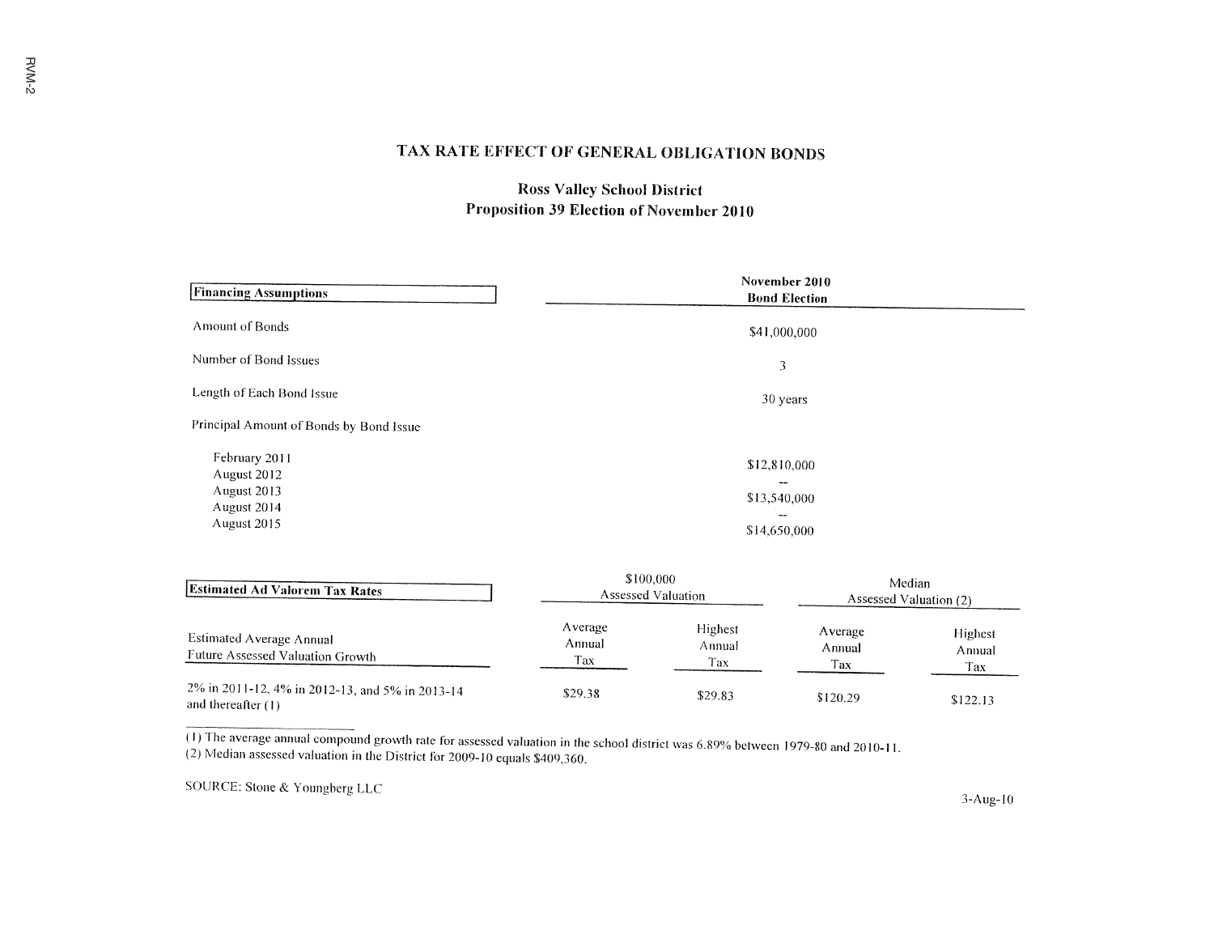# TAX RATE EFFECT OF GENERAL OBLIGATION BONDS

## Ross Valley School District
## Proposition 39 Election of November 2010

| Financing Assumptions | November 2010 Bond Election |
|---|---|
| Amount of Bonds | $41,000,000 |
| Number of Bond Issues | 3 |
| Length of Each Bond Issue | 30 years |
| Principal Amount of Bonds by Bond Issue | |
| February 2011 | $12,810,000 |
| August 2012 | -- |
| August 2013 | $13,540,000 |
| August 2014 | -- |
| August 2015 | $14,650,000 |

| Estimated Ad Valorem Tax Rates | $100,000 Assessed Valuation | | Median Assessed Valuation (2) | |
|---|---|---|---|---|
| Estimated Average Annual Future Assessed Valuation Growth | Average Annual Tax | Highest Annual Tax | Average Annual Tax | Highest Annual Tax |
| 2% in 2011-12, 4% in 2012-13, and 5% in 2013-14 and thereafter (1) | $29.38 | $29.83 | $120.29 | $122.13 |

(1) The average annual compound growth rate for assessed valuation in the school district was 6.89% between 1979-80 and 2010-11.
(2) Median assessed valuation in the District for 2009-10 equals $409,360.

SOURCE: Stone & Youngberg LLC

3-Aug-10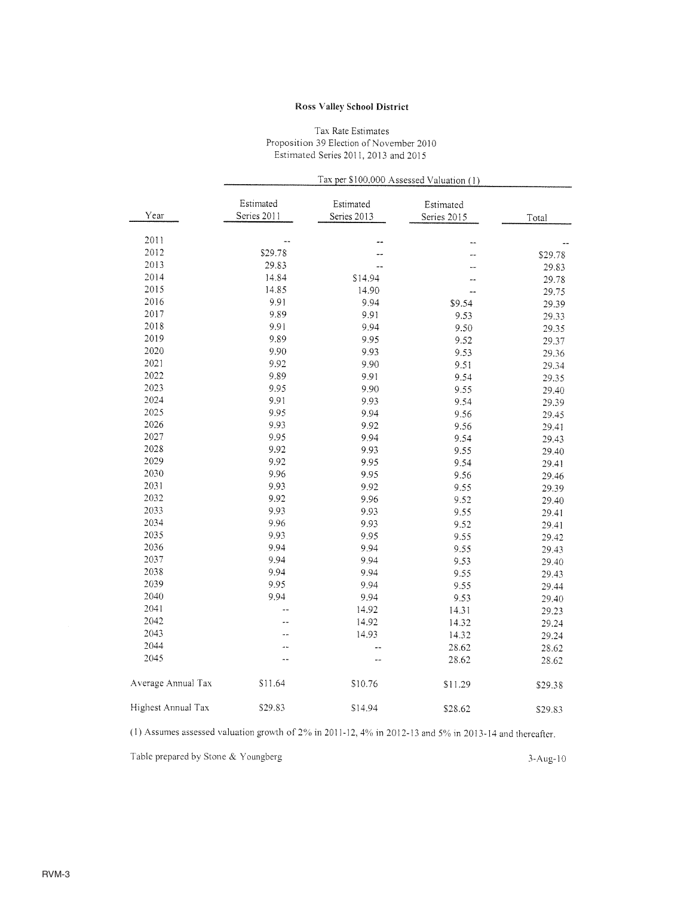**Ross Valley School District**

Tax Rate Estimates
Proposition 39 Election of November 2010
Estimated Series 2011, 2013 and 2015

| | Tax per $100,000 Assessed Valuation (1) | | | |
|---|---|---|---|---|
| Year | Estimated Series 2011 | Estimated Series 2013 | Estimated Series 2015 | Total |
| 2011 | -- | -- | -- | -- |
| 2012 | $29.78 | -- | -- | $29.78 |
| 2013 | 29.83 | -- | -- | 29.83 |
| 2014 | 14.84 | $14.94 | -- | 29.78 |
| 2015 | 14.85 | 14.90 | -- | 29.75 |
| 2016 | 9.91 | 9.94 | $9.54 | 29.39 |
| 2017 | 9.89 | 9.91 | 9.53 | 29.33 |
| 2018 | 9.91 | 9.94 | 9.50 | 29.35 |
| 2019 | 9.89 | 9.95 | 9.52 | 29.37 |
| 2020 | 9.90 | 9.93 | 9.53 | 29.36 |
| 2021 | 9.92 | 9.90 | 9.51 | 29.34 |
| 2022 | 9.89 | 9.91 | 9.54 | 29.35 |
| 2023 | 9.95 | 9.90 | 9.55 | 29.40 |
| 2024 | 9.91 | 9.93 | 9.54 | 29.39 |
| 2025 | 9.95 | 9.94 | 9.56 | 29.45 |
| 2026 | 9.93 | 9.92 | 9.56 | 29.41 |
| 2027 | 9.95 | 9.94 | 9.54 | 29.43 |
| 2028 | 9.92 | 9.93 | 9.55 | 29.40 |
| 2029 | 9.92 | 9.95 | 9.54 | 29.41 |
| 2030 | 9.96 | 9.95 | 9.56 | 29.46 |
| 2031 | 9.93 | 9.92 | 9.55 | 29.39 |
| 2032 | 9.92 | 9.96 | 9.52 | 29.40 |
| 2033 | 9.93 | 9.93 | 9.55 | 29.41 |
| 2034 | 9.96 | 9.93 | 9.52 | 29.41 |
| 2035 | 9.93 | 9.95 | 9.55 | 29.42 |
| 2036 | 9.94 | 9.94 | 9.55 | 29.43 |
| 2037 | 9.94 | 9.94 | 9.53 | 29.40 |
| 2038 | 9.94 | 9.94 | 9.55 | 29.43 |
| 2039 | 9.95 | 9.94 | 9.55 | 29.44 |
| 2040 | 9.94 | 9.94 | 9.53 | 29.40 |
| 2041 | -- | 14.92 | 14.31 | 29.23 |
| 2042 | -- | 14.92 | 14.32 | 29.24 |
| 2043 | -- | 14.93 | 14.32 | 29.24 |
| 2044 | -- | -- | 28.62 | 28.62 |
| 2045 | -- | -- | 28.62 | 28.62 |
| Average Annual Tax | $11.64 | $10.76 | $11.29 | $29.38 |
| Highest Annual Tax | $29.83 | $14.94 | $28.62 | $29.83 |

(1) Assumes assessed valuation growth of 2% in 2011-12, 4% in 2012-13 and 5% in 2013-14 and thereafter.

Table prepared by Stone & Youngberg 3-Aug-10

RVM-3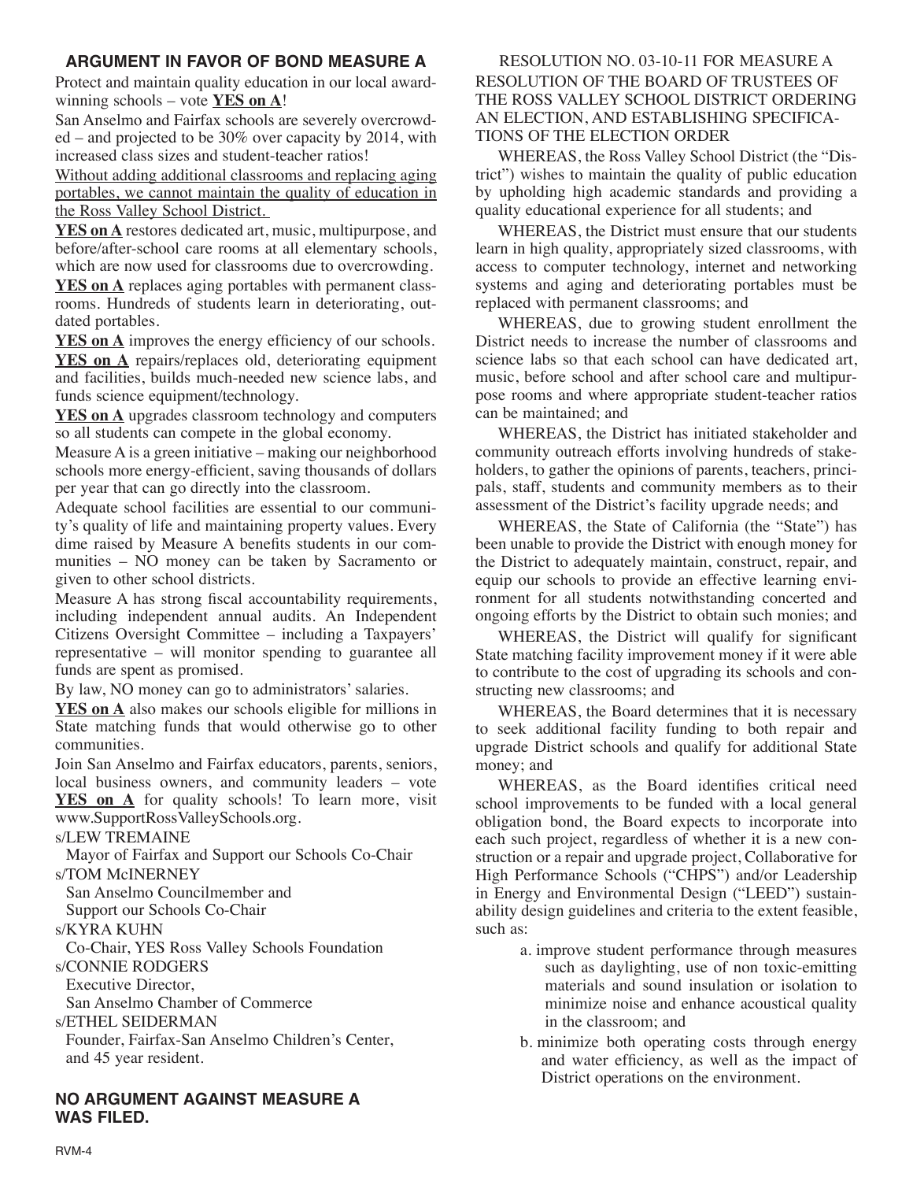## ARGUMENT IN FAVOR OF BOND MEASURE A

Protect and maintain quality education in our local award-winning schools – vote **YES on A**!

San Anselmo and Fairfax schools are severely overcrowded – and projected to be 30% over capacity by 2014, with increased class sizes and student-teacher ratios!

Without adding additional classrooms and replacing aging portables, we cannot maintain the quality of education in the Ross Valley School District.

**YES on A** restores dedicated art, music, multipurpose, and before/after-school care rooms at all elementary schools, which are now used for classrooms due to overcrowding.

**YES on A** replaces aging portables with permanent classrooms. Hundreds of students learn in deteriorating, outdated portables.

**YES on A** improves the energy efficiency of our schools.

**YES on A** repairs/replaces old, deteriorating equipment and facilities, builds much-needed new science labs, and funds science equipment/technology.

**YES on A** upgrades classroom technology and computers so all students can compete in the global economy.

Measure A is a green initiative – making our neighborhood schools more energy-efficient, saving thousands of dollars per year that can go directly into the classroom.

Adequate school facilities are essential to our community's quality of life and maintaining property values. Every dime raised by Measure A benefits students in our communities – NO money can be taken by Sacramento or given to other school districts.

Measure A has strong fiscal accountability requirements, including independent annual audits. An Independent Citizens Oversight Committee – including a Taxpayers' representative – will monitor spending to guarantee all funds are spent as promised.

By law, NO money can go to administrators' salaries.

**YES on A** also makes our schools eligible for millions in State matching funds that would otherwise go to other communities.

Join San Anselmo and Fairfax educators, parents, seniors, local business owners, and community leaders – vote **YES on A** for quality schools! To learn more, visit www.SupportRossValleySchools.org.

s/LEW TREMAINE
Mayor of Fairfax and Support our Schools Co-Chair

s/TOM McINERNEY
San Anselmo Councilmember and
Support our Schools Co-Chair

s/KYRA KUHN
Co-Chair, YES Ross Valley Schools Foundation

s/CONNIE RODGERS
Executive Director,
San Anselmo Chamber of Commerce

s/ETHEL SEIDERMAN
Founder, Fairfax-San Anselmo Children's Center,
and 45 year resident.

## NO ARGUMENT AGAINST MEASURE A WAS FILED.

RESOLUTION NO. 03-10-11 FOR MEASURE A

RESOLUTION OF THE BOARD OF TRUSTEES OF THE ROSS VALLEY SCHOOL DISTRICT ORDERING AN ELECTION, AND ESTABLISHING SPECIFICATIONS OF THE ELECTION ORDER

WHEREAS, the Ross Valley School District (the "District") wishes to maintain the quality of public education by upholding high academic standards and providing a quality educational experience for all students; and

WHEREAS, the District must ensure that our students learn in high quality, appropriately sized classrooms, with access to computer technology, internet and networking systems and aging and deteriorating portables must be replaced with permanent classrooms; and

WHEREAS, due to growing student enrollment the District needs to increase the number of classrooms and science labs so that each school can have dedicated art, music, before school and after school care and multipurpose rooms and where appropriate student-teacher ratios can be maintained; and

WHEREAS, the District has initiated stakeholder and community outreach efforts involving hundreds of stakeholders, to gather the opinions of parents, teachers, principals, staff, students and community members as to their assessment of the District's facility upgrade needs; and

WHEREAS, the State of California (the "State") has been unable to provide the District with enough money for the District to adequately maintain, construct, repair, and equip our schools to provide an effective learning environment for all students notwithstanding concerted and ongoing efforts by the District to obtain such monies; and

WHEREAS, the District will qualify for significant State matching facility improvement money if it were able to contribute to the cost of upgrading its schools and constructing new classrooms; and

WHEREAS, the Board determines that it is necessary to seek additional facility funding to both repair and upgrade District schools and qualify for additional State money; and

WHEREAS, as the Board identifies critical need school improvements to be funded with a local general obligation bond, the Board expects to incorporate into each such project, regardless of whether it is a new construction or a repair and upgrade project, Collaborative for High Performance Schools ("CHPS") and/or Leadership in Energy and Environmental Design ("LEED") sustainability design guidelines and criteria to the extent feasible, such as:

a. improve student performance through measures such as daylighting, use of non toxic-emitting materials and sound insulation or isolation to minimize noise and enhance acoustical quality in the classroom; and

b. minimize both operating costs through energy and water efficiency, as well as the impact of District operations on the environment.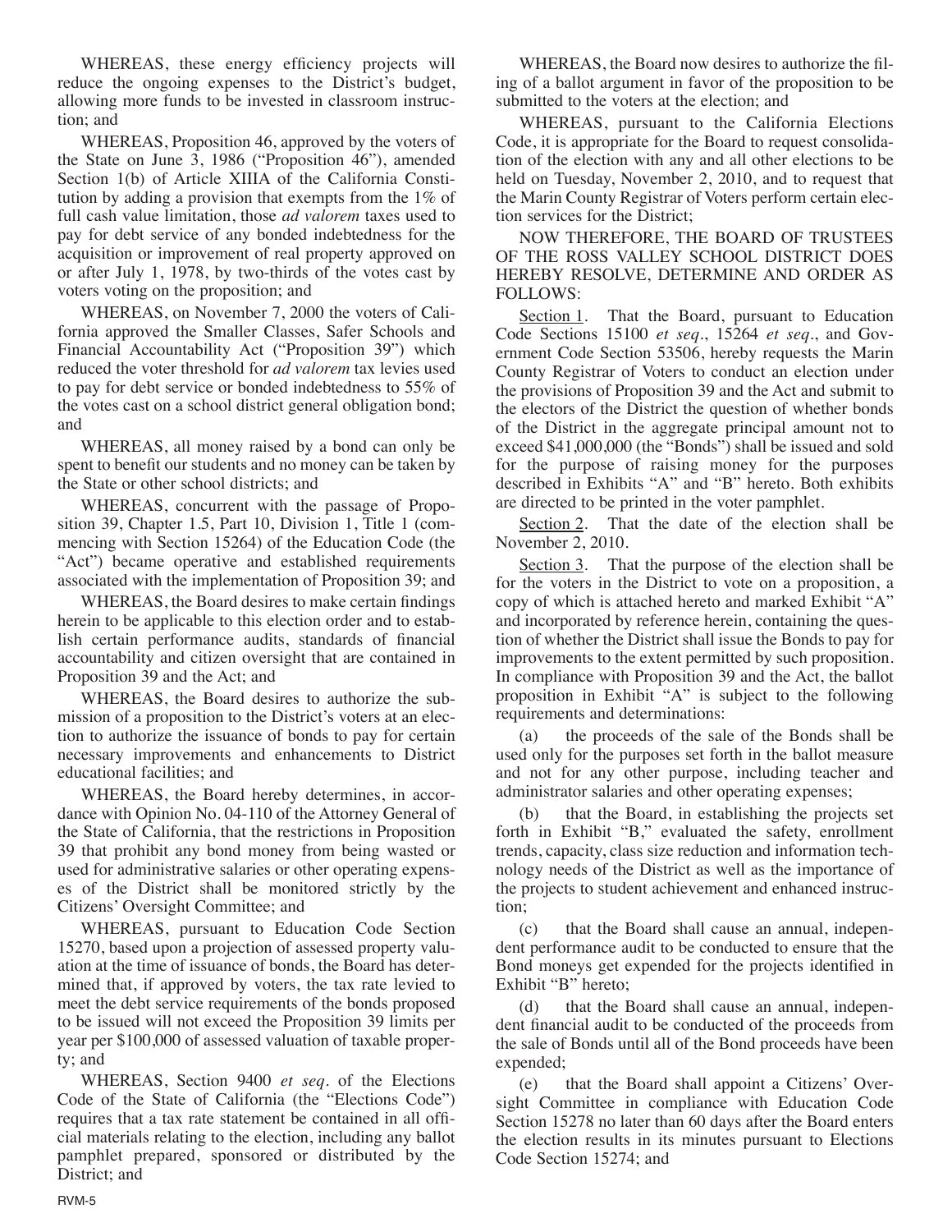WHEREAS, these energy efficiency projects will reduce the ongoing expenses to the District's budget, allowing more funds to be invested in classroom instruction; and

WHEREAS, Proposition 46, approved by the voters of the State on June 3, 1986 ("Proposition 46"), amended Section 1(b) of Article XIIIA of the California Constitution by adding a provision that exempts from the 1% of full cash value limitation, those *ad valorem* taxes used to pay for debt service of any bonded indebtedness for the acquisition or improvement of real property approved on or after July 1, 1978, by two-thirds of the votes cast by voters voting on the proposition; and

WHEREAS, on November 7, 2000 the voters of California approved the Smaller Classes, Safer Schools and Financial Accountability Act ("Proposition 39") which reduced the voter threshold for *ad valorem* tax levies used to pay for debt service or bonded indebtedness to 55% of the votes cast on a school district general obligation bond; and

WHEREAS, all money raised by a bond can only be spent to benefit our students and no money can be taken by the State or other school districts; and

WHEREAS, concurrent with the passage of Proposition 39, Chapter 1.5, Part 10, Division 1, Title 1 (commencing with Section 15264) of the Education Code (the "Act") became operative and established requirements associated with the implementation of Proposition 39; and

WHEREAS, the Board desires to make certain findings herein to be applicable to this election order and to establish certain performance audits, standards of financial accountability and citizen oversight that are contained in Proposition 39 and the Act; and

WHEREAS, the Board desires to authorize the submission of a proposition to the District's voters at an election to authorize the issuance of bonds to pay for certain necessary improvements and enhancements to District educational facilities; and

WHEREAS, the Board hereby determines, in accordance with Opinion No. 04-110 of the Attorney General of the State of California, that the restrictions in Proposition 39 that prohibit any bond money from being wasted or used for administrative salaries or other operating expenses of the District shall be monitored strictly by the Citizens' Oversight Committee; and

WHEREAS, pursuant to Education Code Section 15270, based upon a projection of assessed property valuation at the time of issuance of bonds, the Board has determined that, if approved by voters, the tax rate levied to meet the debt service requirements of the bonds proposed to be issued will not exceed the Proposition 39 limits per year per $100,000 of assessed valuation of taxable property; and

WHEREAS, Section 9400 *et seq.* of the Elections Code of the State of California (the "Elections Code") requires that a tax rate statement be contained in all official materials relating to the election, including any ballot pamphlet prepared, sponsored or distributed by the District; and

WHEREAS, the Board now desires to authorize the filing of a ballot argument in favor of the proposition to be submitted to the voters at the election; and

WHEREAS, pursuant to the California Elections Code, it is appropriate for the Board to request consolidation of the election with any and all other elections to be held on Tuesday, November 2, 2010, and to request that the Marin County Registrar of Voters perform certain election services for the District;

NOW THEREFORE, THE BOARD OF TRUSTEES OF THE ROSS VALLEY SCHOOL DISTRICT DOES HEREBY RESOLVE, DETERMINE AND ORDER AS FOLLOWS:

Section 1. That the Board, pursuant to Education Code Sections 15100 *et seq.*, 15264 *et seq.*, and Government Code Section 53506, hereby requests the Marin County Registrar of Voters to conduct an election under the provisions of Proposition 39 and the Act and submit to the electors of the District the question of whether bonds of the District in the aggregate principal amount not to exceed $41,000,000 (the "Bonds") shall be issued and sold for the purpose of raising money for the purposes described in Exhibits "A" and "B" hereto. Both exhibits are directed to be printed in the voter pamphlet.

Section 2. That the date of the election shall be November 2, 2010.

Section 3. That the purpose of the election shall be for the voters in the District to vote on a proposition, a copy of which is attached hereto and marked Exhibit "A" and incorporated by reference herein, containing the question of whether the District shall issue the Bonds to pay for improvements to the extent permitted by such proposition. In compliance with Proposition 39 and the Act, the ballot proposition in Exhibit "A" is subject to the following requirements and determinations:

(a) the proceeds of the sale of the Bonds shall be used only for the purposes set forth in the ballot measure and not for any other purpose, including teacher and administrator salaries and other operating expenses;

(b) that the Board, in establishing the projects set forth in Exhibit "B," evaluated the safety, enrollment trends, capacity, class size reduction and information technology needs of the District as well as the importance of the projects to student achievement and enhanced instruction;

(c) that the Board shall cause an annual, independent performance audit to be conducted to ensure that the Bond moneys get expended for the projects identified in Exhibit "B" hereto;

(d) that the Board shall cause an annual, independent financial audit to be conducted of the proceeds from the sale of Bonds until all of the Bond proceeds have been expended;

(e) that the Board shall appoint a Citizens' Oversight Committee in compliance with Education Code Section 15278 no later than 60 days after the Board enters the election results in its minutes pursuant to Elections Code Section 15274; and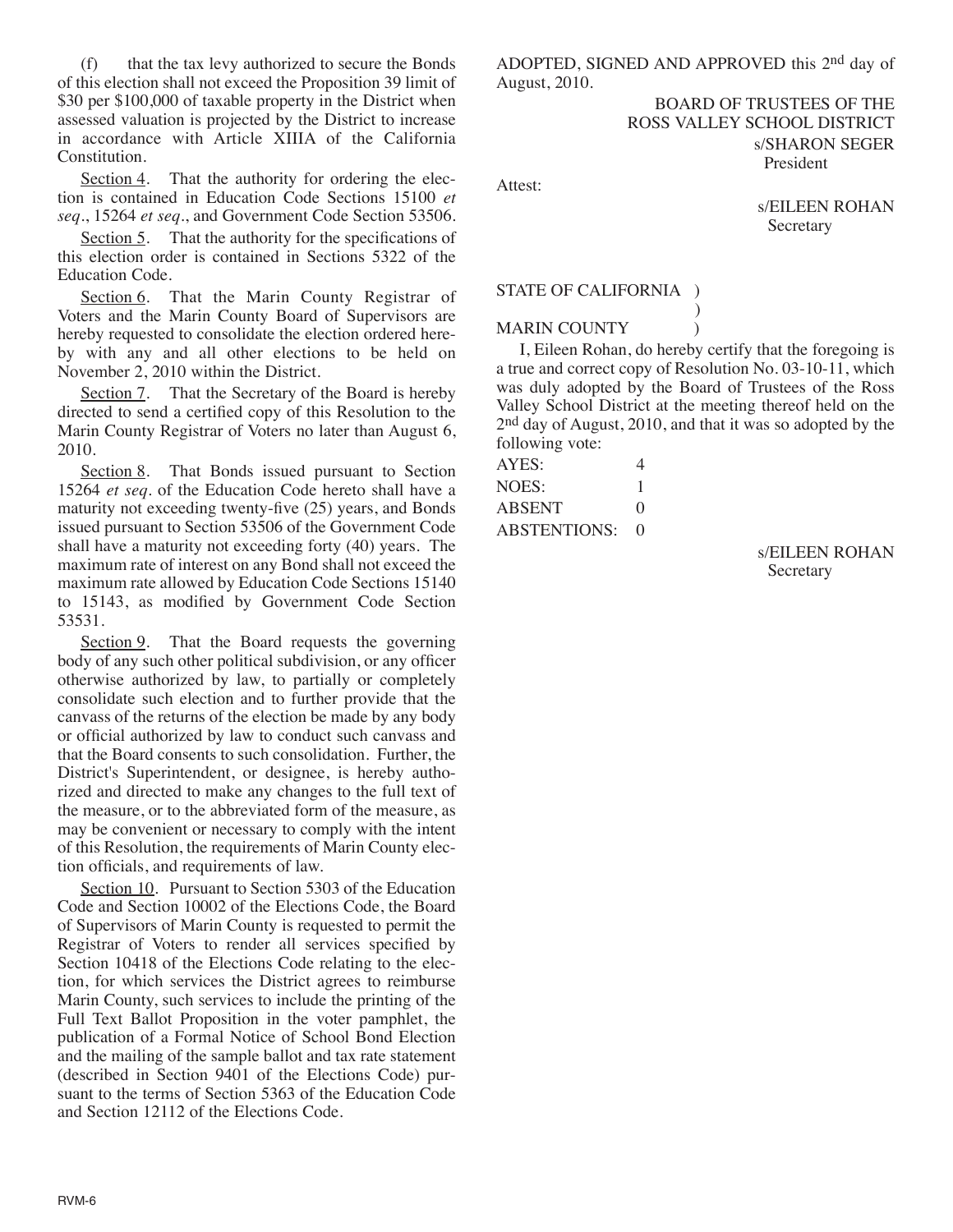(f) that the tax levy authorized to secure the Bonds of this election shall not exceed the Proposition 39 limit of $30 per $100,000 of taxable property in the District when assessed valuation is projected by the District to increase in accordance with Article XIIIA of the California Constitution.

Section 4. That the authority for ordering the election is contained in Education Code Sections 15100 *et seq*., 15264 *et seq*., and Government Code Section 53506.

Section 5. That the authority for the specifications of this election order is contained in Sections 5322 of the Education Code.

Section 6. That the Marin County Registrar of Voters and the Marin County Board of Supervisors are hereby requested to consolidate the election ordered hereby with any and all other elections to be held on November 2, 2010 within the District.

Section 7. That the Secretary of the Board is hereby directed to send a certified copy of this Resolution to the Marin County Registrar of Voters no later than August 6, 2010.

Section 8. That Bonds issued pursuant to Section 15264 *et seq*. of the Education Code hereto shall have a maturity not exceeding twenty-five (25) years, and Bonds issued pursuant to Section 53506 of the Government Code shall have a maturity not exceeding forty (40) years. The maximum rate of interest on any Bond shall not exceed the maximum rate allowed by Education Code Sections 15140 to 15143, as modified by Government Code Section 53531.

Section 9. That the Board requests the governing body of any such other political subdivision, or any officer otherwise authorized by law, to partially or completely consolidate such election and to further provide that the canvass of the returns of the election be made by any body or official authorized by law to conduct such canvass and that the Board consents to such consolidation. Further, the District's Superintendent, or designee, is hereby authorized and directed to make any changes to the full text of the measure, or to the abbreviated form of the measure, as may be convenient or necessary to comply with the intent of this Resolution, the requirements of Marin County election officials, and requirements of law.

Section 10. Pursuant to Section 5303 of the Education Code and Section 10002 of the Elections Code, the Board of Supervisors of Marin County is requested to permit the Registrar of Voters to render all services specified by Section 10418 of the Elections Code relating to the election, for which services the District agrees to reimburse Marin County, such services to include the printing of the Full Text Ballot Proposition in the voter pamphlet, the publication of a Formal Notice of School Bond Election and the mailing of the sample ballot and tax rate statement (described in Section 9401 of the Elections Code) pursuant to the terms of Section 5363 of the Education Code and Section 12112 of the Elections Code.

ADOPTED, SIGNED AND APPROVED this 2nd day of August, 2010.

BOARD OF TRUSTEES OF THE ROSS VALLEY SCHOOL DISTRICT
s/SHARON SEGER
President

Attest:

s/EILEEN ROHAN
Secretary

STATE OF CALIFORNIA )
)
MARIN COUNTY )

I, Eileen Rohan, do hereby certify that the foregoing is a true and correct copy of Resolution No. 03-10-11, which was duly adopted by the Board of Trustees of the Ross Valley School District at the meeting thereof held on the 2nd day of August, 2010, and that it was so adopted by the following vote:

AYES: 4
NOES: 1
ABSENT 0
ABSTENTIONS: 0

s/EILEEN ROHAN
Secretary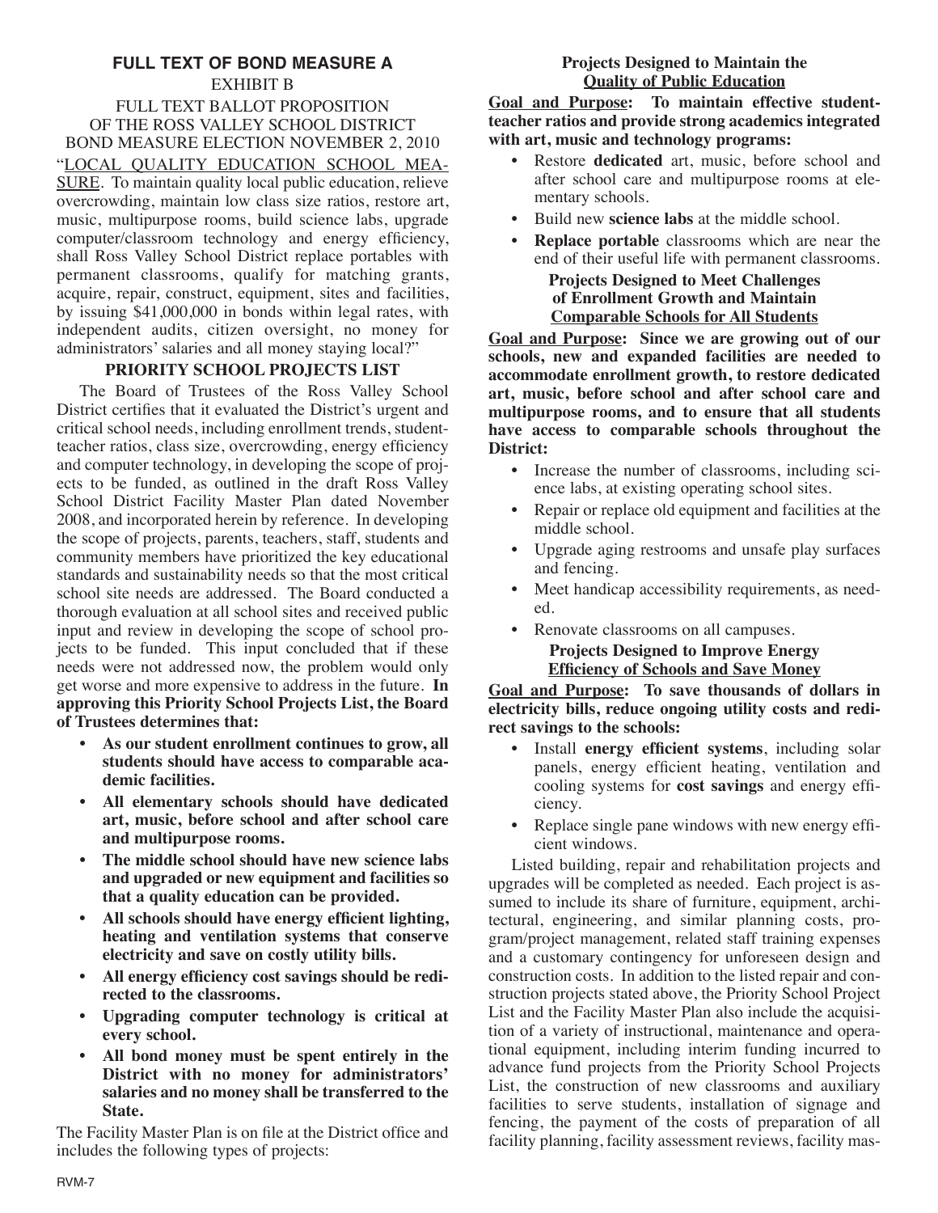## FULL TEXT OF BOND MEASURE A

EXHIBIT B

FULL TEXT BALLOT PROPOSITION
OF THE ROSS VALLEY SCHOOL DISTRICT
BOND MEASURE ELECTION NOVEMBER 2, 2010

"LOCAL QUALITY EDUCATION SCHOOL MEASURE. To maintain quality local public education, relieve overcrowding, maintain low class size ratios, restore art, music, multipurpose rooms, build science labs, upgrade computer/classroom technology and energy efficiency, shall Ross Valley School District replace portables with permanent classrooms, qualify for matching grants, acquire, repair, construct, equipment, sites and facilities, by issuing $41,000,000 in bonds within legal rates, with independent audits, citizen oversight, no money for administrators' salaries and all money staying local?"

### PRIORITY SCHOOL PROJECTS LIST

The Board of Trustees of the Ross Valley School District certifies that it evaluated the District's urgent and critical school needs, including enrollment trends, student-teacher ratios, class size, overcrowding, energy efficiency and computer technology, in developing the scope of projects to be funded, as outlined in the draft Ross Valley School District Facility Master Plan dated November 2008, and incorporated herein by reference. In developing the scope of projects, parents, teachers, staff, students and community members have prioritized the key educational standards and sustainability needs so that the most critical school site needs are addressed. The Board conducted a thorough evaluation at all school sites and received public input and review in developing the scope of school projects to be funded. This input concluded that if these needs were not addressed now, the problem would only get worse and more expensive to address in the future. **In approving this Priority School Projects List, the Board of Trustees determines that:**

- **As our student enrollment continues to grow, all students should have access to comparable academic facilities.**
- **All elementary schools should have dedicated art, music, before school and after school care and multipurpose rooms.**
- **The middle school should have new science labs and upgraded or new equipment and facilities so that a quality education can be provided.**
- **All schools should have energy efficient lighting, heating and ventilation systems that conserve electricity and save on costly utility bills.**
- **All energy efficiency cost savings should be redirected to the classrooms.**
- **Upgrading computer technology is critical at every school.**
- **All bond money must be spent entirely in the District with no money for administrators' salaries and no money shall be transferred to the State.**

The Facility Master Plan is on file at the District office and includes the following types of projects:

#### Projects Designed to Maintain the Quality of Public Education

**Goal and Purpose: To maintain effective student-teacher ratios and provide strong academics integrated with art, music and technology programs:**

- Restore **dedicated** art, music, before school and after school care and multipurpose rooms at elementary schools.
- Build new **science labs** at the middle school.
- **Replace portable** classrooms which are near the end of their useful life with permanent classrooms.

#### Projects Designed to Meet Challenges of Enrollment Growth and Maintain Comparable Schools for All Students

**Goal and Purpose: Since we are growing out of our schools, new and expanded facilities are needed to accommodate enrollment growth, to restore dedicated art, music, before school and after school care and multipurpose rooms, and to ensure that all students have access to comparable schools throughout the District:**

- Increase the number of classrooms, including science labs, at existing operating school sites.
- Repair or replace old equipment and facilities at the middle school.
- Upgrade aging restrooms and unsafe play surfaces and fencing.
- Meet handicap accessibility requirements, as needed.
- Renovate classrooms on all campuses.

#### Projects Designed to Improve Energy Efficiency of Schools and Save Money

**Goal and Purpose: To save thousands of dollars in electricity bills, reduce ongoing utility costs and redirect savings to the schools:**

- Install **energy efficient systems**, including solar panels, energy efficient heating, ventilation and cooling systems for **cost savings** and energy efficiency.
- Replace single pane windows with new energy efficient windows.

Listed building, repair and rehabilitation projects and upgrades will be completed as needed. Each project is assumed to include its share of furniture, equipment, architectural, engineering, and similar planning costs, program/project management, related staff training expenses and a customary contingency for unforeseen design and construction costs. In addition to the listed repair and construction projects stated above, the Priority School Project List and the Facility Master Plan also include the acquisition of a variety of instructional, maintenance and operational equipment, including interim funding incurred to advance fund projects from the Priority School Projects List, the construction of new classrooms and auxiliary facilities to serve students, installation of signage and fencing, the payment of the costs of preparation of all facility planning, facility assessment reviews, facility mas-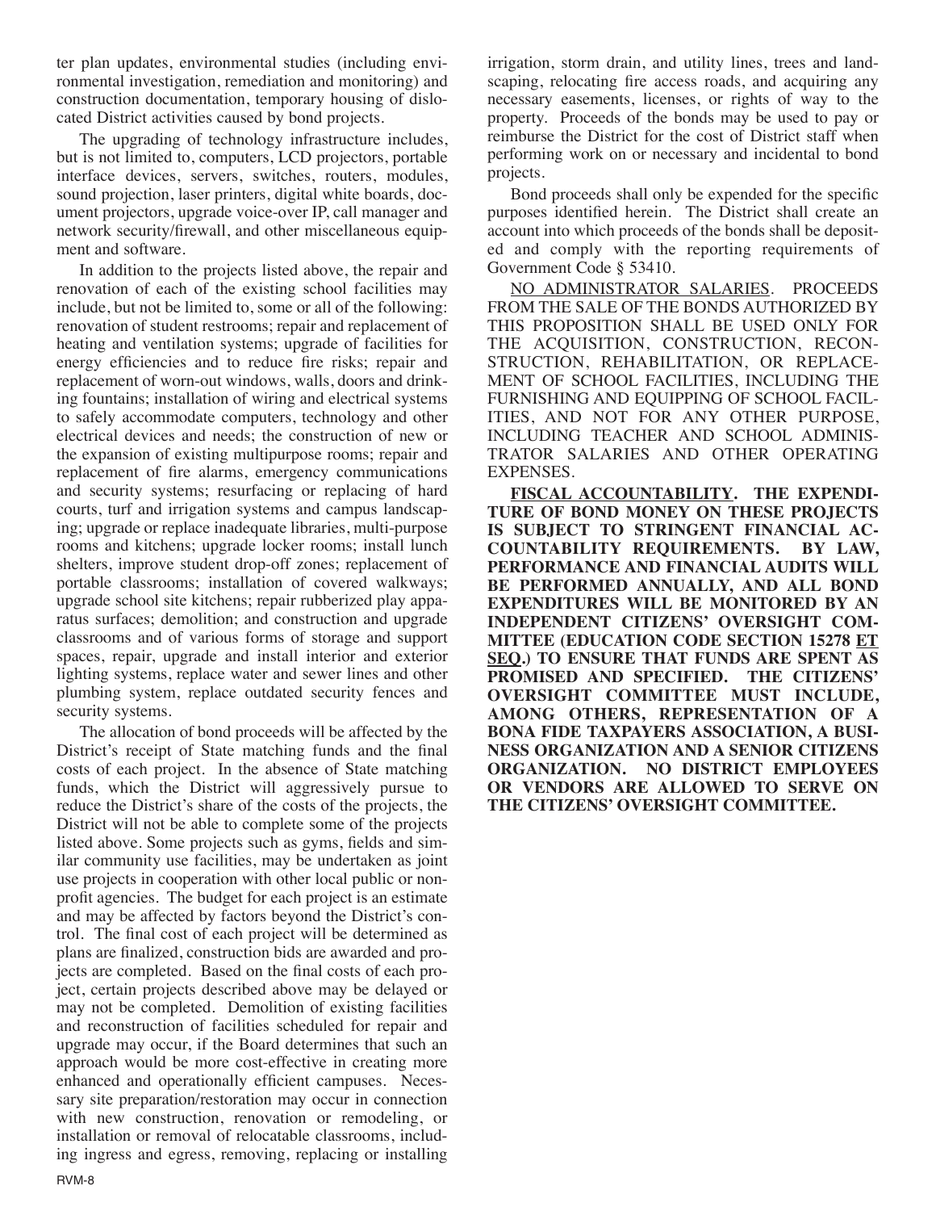ter plan updates, environmental studies (including environmental investigation, remediation and monitoring) and construction documentation, temporary housing of dislocated District activities caused by bond projects.

The upgrading of technology infrastructure includes, but is not limited to, computers, LCD projectors, portable interface devices, servers, switches, routers, modules, sound projection, laser printers, digital white boards, document projectors, upgrade voice-over IP, call manager and network security/firewall, and other miscellaneous equipment and software.

In addition to the projects listed above, the repair and renovation of each of the existing school facilities may include, but not be limited to, some or all of the following: renovation of student restrooms; repair and replacement of heating and ventilation systems; upgrade of facilities for energy efficiencies and to reduce fire risks; repair and replacement of worn-out windows, walls, doors and drinking fountains; installation of wiring and electrical systems to safely accommodate computers, technology and other electrical devices and needs; the construction of new or the expansion of existing multipurpose rooms; repair and replacement of fire alarms, emergency communications and security systems; resurfacing or replacing of hard courts, turf and irrigation systems and campus landscaping; upgrade or replace inadequate libraries, multi-purpose rooms and kitchens; upgrade locker rooms; install lunch shelters, improve student drop-off zones; replacement of portable classrooms; installation of covered walkways; upgrade school site kitchens; repair rubberized play apparatus surfaces; demolition; and construction and upgrade classrooms and of various forms of storage and support spaces, repair, upgrade and install interior and exterior lighting systems, replace water and sewer lines and other plumbing system, replace outdated security fences and security systems.

The allocation of bond proceeds will be affected by the District's receipt of State matching funds and the final costs of each project. In the absence of State matching funds, which the District will aggressively pursue to reduce the District's share of the costs of the projects, the District will not be able to complete some of the projects listed above. Some projects such as gyms, fields and similar community use facilities, may be undertaken as joint use projects in cooperation with other local public or nonprofit agencies. The budget for each project is an estimate and may be affected by factors beyond the District's control. The final cost of each project will be determined as plans are finalized, construction bids are awarded and projects are completed. Based on the final costs of each project, certain projects described above may be delayed or may not be completed. Demolition of existing facilities and reconstruction of facilities scheduled for repair and upgrade may occur, if the Board determines that such an approach would be more cost-effective in creating more enhanced and operationally efficient campuses. Necessary site preparation/restoration may occur in connection with new construction, renovation or remodeling, or installation or removal of relocatable classrooms, including ingress and egress, removing, replacing or installing irrigation, storm drain, and utility lines, trees and landscaping, relocating fire access roads, and acquiring any necessary easements, licenses, or rights of way to the property. Proceeds of the bonds may be used to pay or reimburse the District for the cost of District staff when performing work on or necessary and incidental to bond projects.

Bond proceeds shall only be expended for the specific purposes identified herein. The District shall create an account into which proceeds of the bonds shall be deposited and comply with the reporting requirements of Government Code § 53410.

NO ADMINISTRATOR SALARIES. PROCEEDS FROM THE SALE OF THE BONDS AUTHORIZED BY THIS PROPOSITION SHALL BE USED ONLY FOR THE ACQUISITION, CONSTRUCTION, RECONSTRUCTION, REHABILITATION, OR REPLACEMENT OF SCHOOL FACILITIES, INCLUDING THE FURNISHING AND EQUIPPING OF SCHOOL FACILITIES, AND NOT FOR ANY OTHER PURPOSE, INCLUDING TEACHER AND SCHOOL ADMINISTRATOR SALARIES AND OTHER OPERATING EXPENSES.

**FISCAL ACCOUNTABILITY. THE EXPENDITURE OF BOND MONEY ON THESE PROJECTS IS SUBJECT TO STRINGENT FINANCIAL ACCOUNTABILITY REQUIREMENTS. BY LAW, PERFORMANCE AND FINANCIAL AUDITS WILL BE PERFORMED ANNUALLY, AND ALL BOND EXPENDITURES WILL BE MONITORED BY AN INDEPENDENT CITIZENS' OVERSIGHT COMMITTEE (EDUCATION CODE SECTION 15278 ET SEQ.) TO ENSURE THAT FUNDS ARE SPENT AS PROMISED AND SPECIFIED. THE CITIZENS' OVERSIGHT COMMITTEE MUST INCLUDE, AMONG OTHERS, REPRESENTATION OF A BONA FIDE TAXPAYERS ASSOCIATION, A BUSINESS ORGANIZATION AND A SENIOR CITIZENS ORGANIZATION. NO DISTRICT EMPLOYEES OR VENDORS ARE ALLOWED TO SERVE ON THE CITIZENS' OVERSIGHT COMMITTEE.**